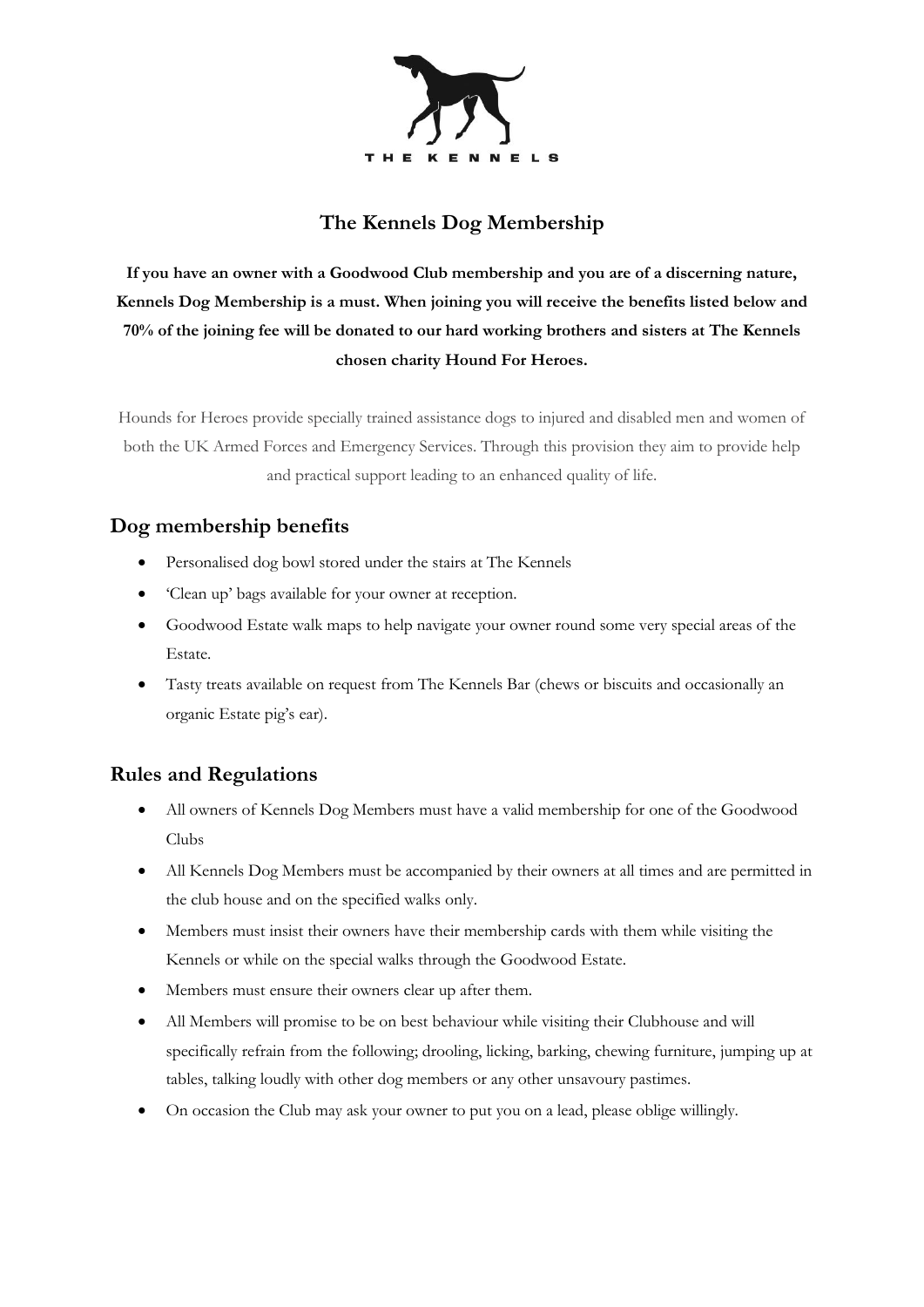THE KENNELS

# The Kennels Dog Membership

**If you have an owner with a Goodwood Club membership and you are of a discerning nature, Kennels Dog Membership is a must. When joining you will receive the benefits listed below and 70% of the joining fee will be donated to our hard working brothers and sisters at The Kennels chosen charity Hound For Heroes.**

Hounds for Heroes provide specially trained assistance dogs to injured and disabled men and women of both the UK Armed Forces and Emergency Services. Through this provision they aim to provide help and practical support leading to an enhanced quality of life.

## Dog membership benefits

- Personalised dog bowl stored under the stairs at The Kennels
- 'Clean up' bags available for your owner at reception.
- Goodwood Estate walk maps to help navigate your owner round some very special areas of the Estate.
- Tasty treats available on request from The Kennels Bar (chews or biscuits and occasionally an organic Estate pig's ear).

## Rules and Regulations

- All owners of Kennels Dog Members must have a valid membership for one of the Goodwood Clubs
- All Kennels Dog Members must be accompanied by their owners at all times and are permitted in the club house and on the specified walks only.
- Members must insist their owners have their membership cards with them while visiting the Kennels or while on the special walks through the Goodwood Estate.
- Members must ensure their owners clear up after them.
- All Members will promise to be on best behaviour while visiting their Clubhouse and will specifically refrain from the following; drooling, licking, barking, chewing furniture, jumping up at tables, talking loudly with other dog members or any other unsavoury pastimes.
- On occasion the Club may ask your owner to put you on a lead, please oblige willingly.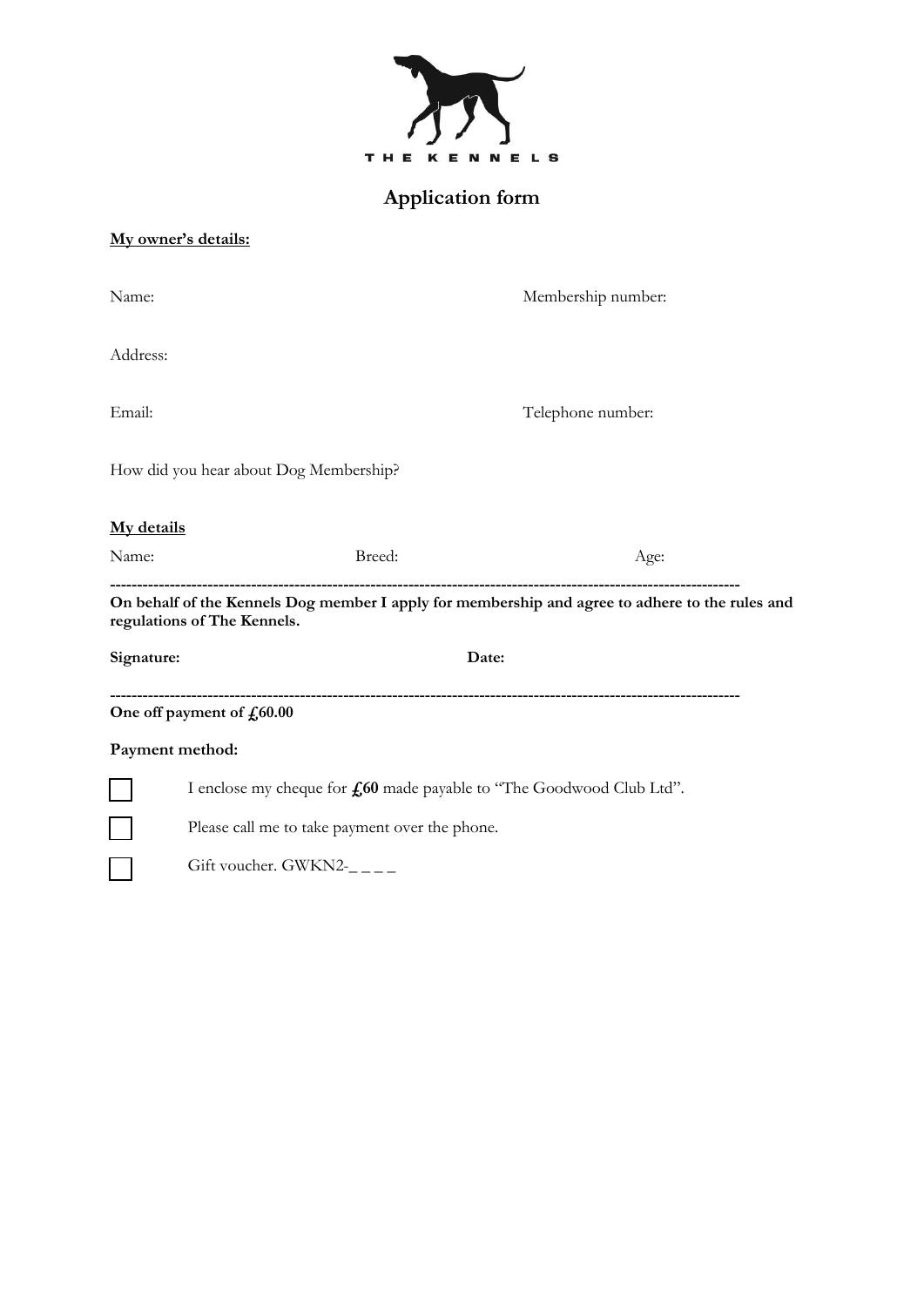THE KENNELS

# Application form

**<u>My owner's details:</u>**

Name: Membership number:

Address:

Email: Telephone number:

How did you hear about Dog Membership?

**<u>My details</u>**

Name: Breed: Age:

---

**On behalf of the Kennels Dog member I apply for membership and agree to adhere to the rules and regulations of The Kennels.**

**Signature:** **Date:**

---

**One off payment of £60.00**

**Payment method:**

- ☐ I enclose my cheque for **£60** made payable to "The Goodwood Club Ltd".
- ☐ Please call me to take payment over the phone.
- ☐ Gift voucher. GWKN2-_ _ _ _